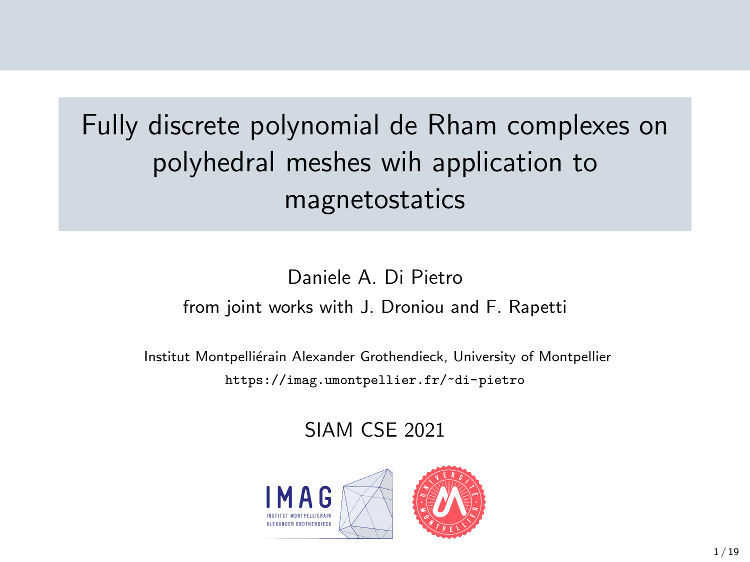# Fully discrete polynomial de Rham complexes on polyhedral meshes wih application to magnetostatics

Daniele A. Di Pietro

from joint works with J. Droniou and F. Rapetti

Institut Montpelliérain Alexander Grothendieck, University of Montpellier

https://imag.umontpellier.fr/~di-pietro

SIAM CSE 2021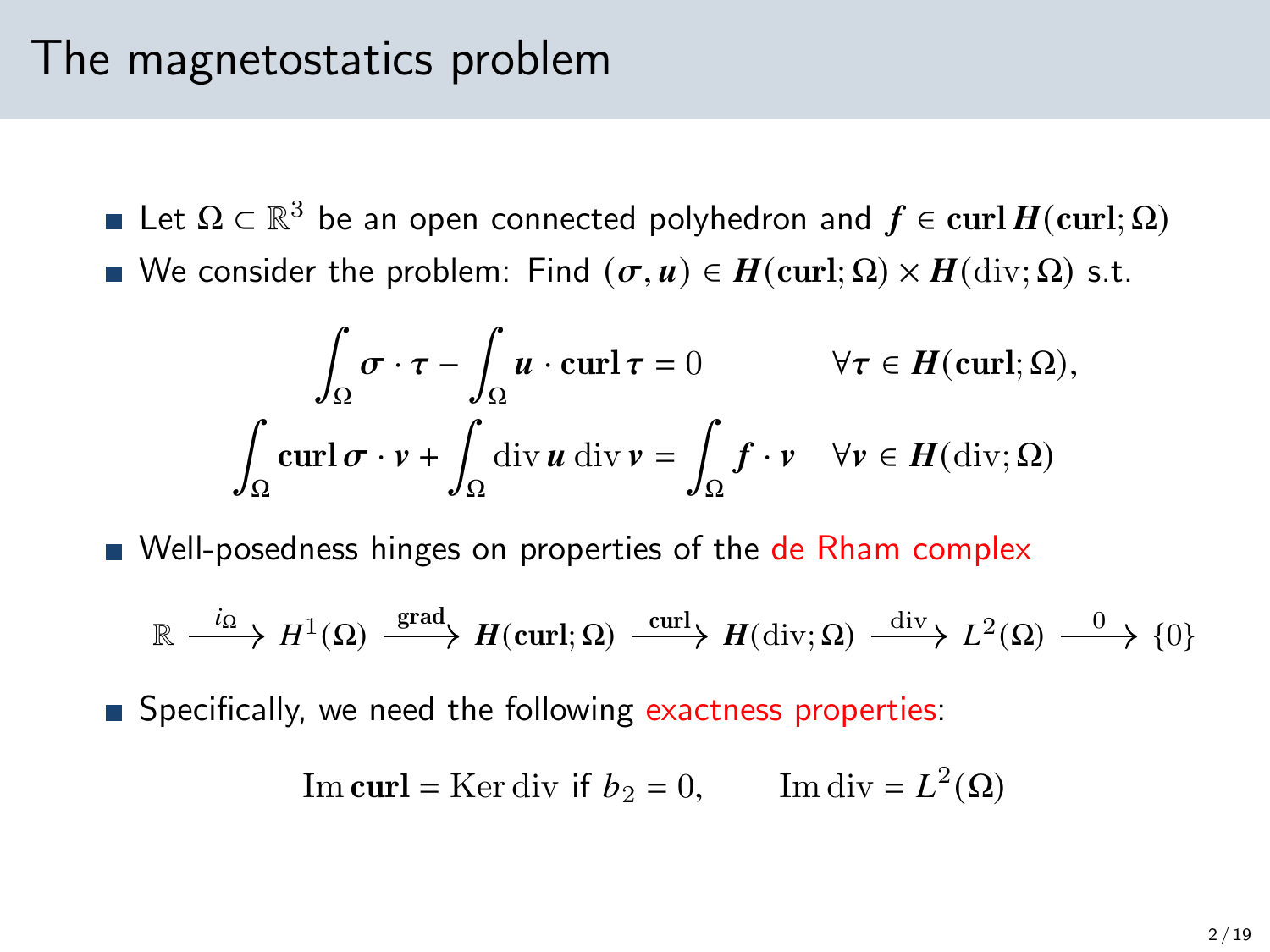# The magnetostatics problem

- Let $\Omega \subset \mathbb{R}^3$ be an open connected polyhedron and $\boldsymbol{f} \in \mathbf{curl}\,\boldsymbol{H}(\mathbf{curl};\Omega)$
- We consider the problem: Find $(\boldsymbol{\sigma}, \boldsymbol{u}) \in \boldsymbol{H}(\mathbf{curl};\Omega) \times \boldsymbol{H}(\mathrm{div};\Omega)$ s.t.

$$
\begin{aligned}
\int_\Omega \boldsymbol{\sigma} \cdot \boldsymbol{\tau} - \int_\Omega \boldsymbol{u} \cdot \mathbf{curl}\,\boldsymbol{\tau} &= 0 && \forall \boldsymbol{\tau} \in \boldsymbol{H}(\mathbf{curl};\Omega),\\
\int_\Omega \mathbf{curl}\,\boldsymbol{\sigma} \cdot \boldsymbol{v} + \int_\Omega \mathrm{div}\,\boldsymbol{u}\,\mathrm{div}\,\boldsymbol{v} &= \int_\Omega \boldsymbol{f} \cdot \boldsymbol{v} && \forall \boldsymbol{v} \in \boldsymbol{H}(\mathrm{div};\Omega)
\end{aligned}
$$

- Well-posedness hinges on properties of the de Rham complex

$$
\mathbb{R} \xrightarrow{i_\Omega} H^1(\Omega) \xrightarrow{\mathbf{grad}} \boldsymbol{H}(\mathbf{curl};\Omega) \xrightarrow{\mathbf{curl}} \boldsymbol{H}(\mathrm{div};\Omega) \xrightarrow{\mathrm{div}} L^2(\Omega) \xrightarrow{0} \{0\}
$$

- Specifically, we need the following exactness properties:

$$
\mathrm{Im}\,\mathbf{curl} = \mathrm{Ker}\,\mathrm{div} \text{ if } b_2 = 0, \qquad \mathrm{Im}\,\mathrm{div} = L^2(\Omega)
$$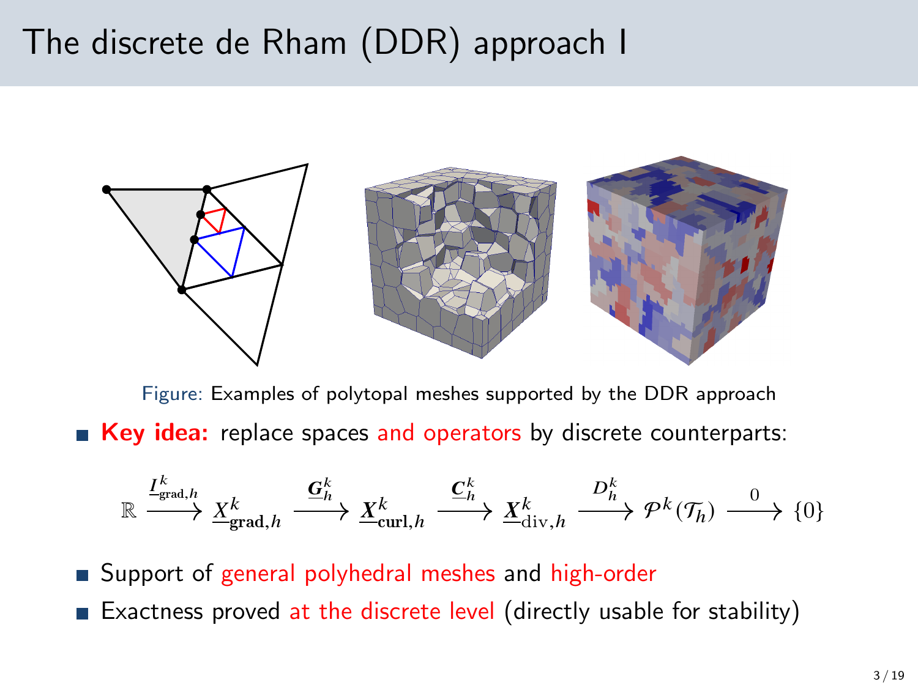# The discrete de Rham (DDR) approach I

Figure: Examples of polytopal meshes supported by the DDR approach

- **Key idea:** replace spaces and operators by discrete counterparts:

$$\mathbb{R} \xrightarrow{\underline{I}^k_{\mathrm{grad},h}} \underline{X}^k_{\mathbf{grad},h} \xrightarrow{\underline{\boldsymbol{G}}^k_h} \underline{\boldsymbol{X}}^k_{\mathbf{curl},h} \xrightarrow{\underline{\boldsymbol{C}}^k_h} \underline{\boldsymbol{X}}^k_{\mathrm{div},h} \xrightarrow{D^k_h} \mathcal{P}^k(\mathcal{T}_h) \xrightarrow{0} \{0\}$$

- Support of general polyhedral meshes and high-order
- Exactness proved at the discrete level (directly usable for stability)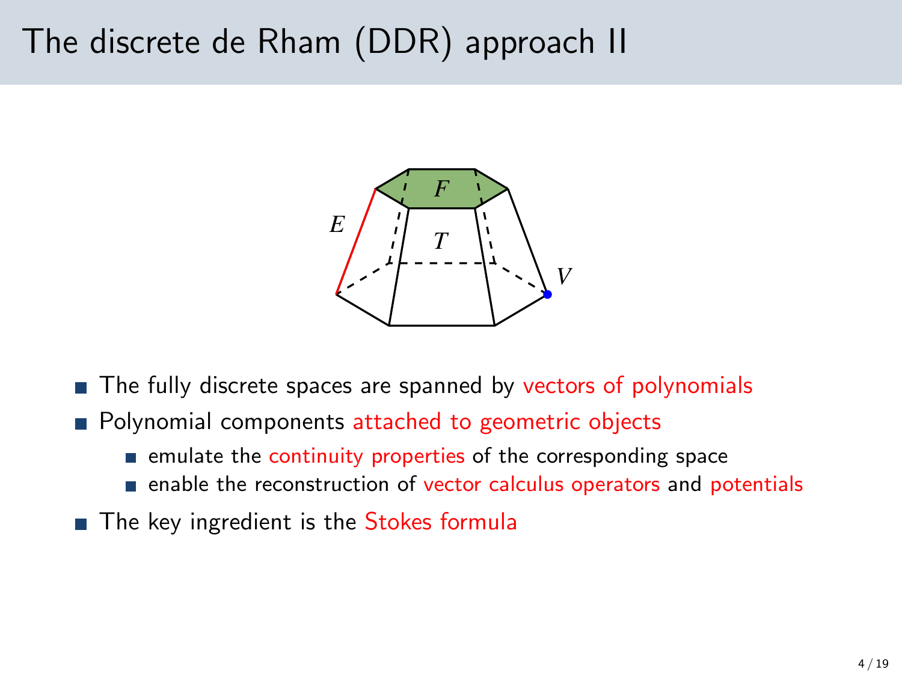# The discrete de Rham (DDR) approach II

- The fully discrete spaces are spanned by vectors of polynomials
- Polynomial components attached to geometric objects
  - emulate the continuity properties of the corresponding space
  - enable the reconstruction of vector calculus operators and potentials
- The key ingredient is the Stokes formula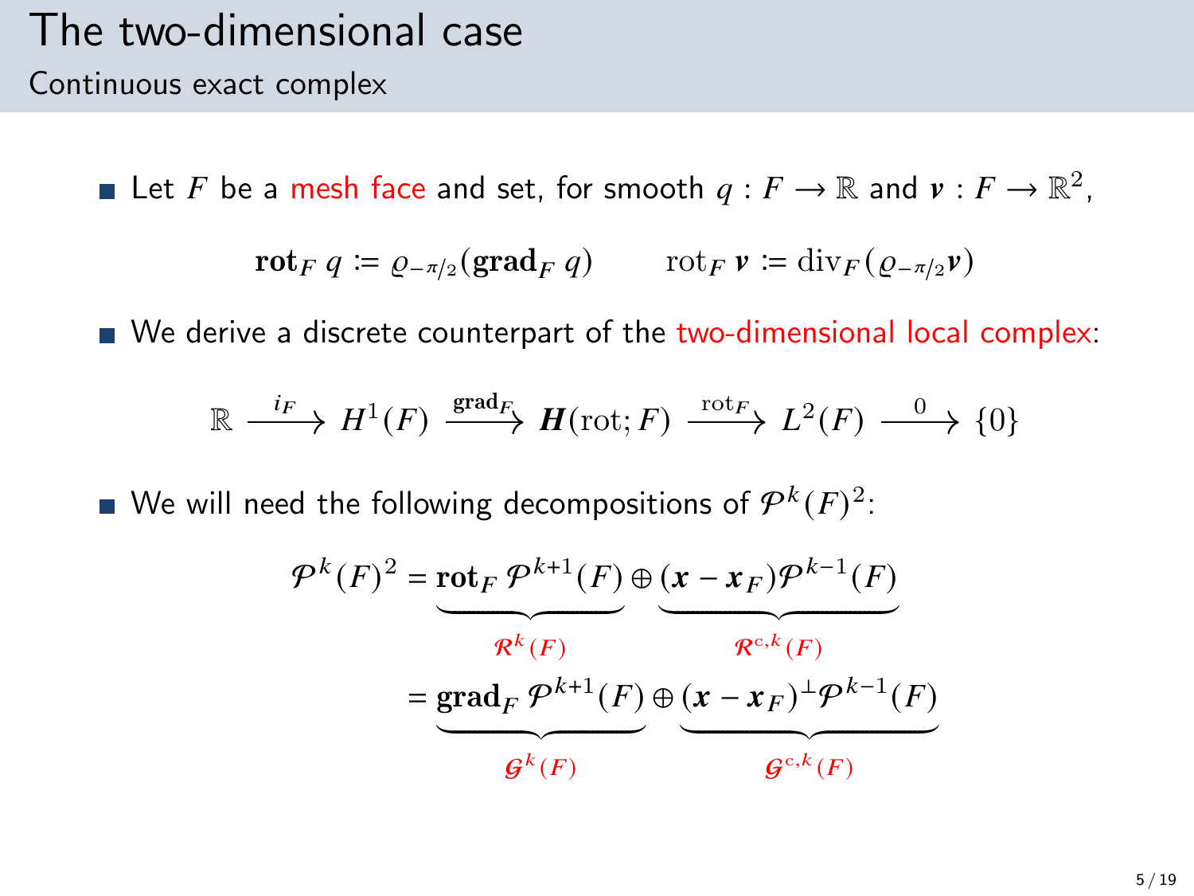# The two-dimensional case

## Continuous exact complex

- Let $F$ be a mesh face and set, for smooth $q : F \to \mathbb{R}$ and $\boldsymbol{v} : F \to \mathbb{R}^2$,

$$\mathbf{rot}_F\, q \coloneqq \varrho_{-\pi/2}(\mathbf{grad}_F\, q) \qquad \mathrm{rot}_F\, \boldsymbol{v} \coloneqq \mathrm{div}_F(\varrho_{-\pi/2}\boldsymbol{v})$$

- We derive a discrete counterpart of the two-dimensional local complex:

$$\mathbb{R} \xrightarrow{i_F} H^1(F) \xrightarrow{\mathbf{grad}_F} \boldsymbol{H}(\mathrm{rot}; F) \xrightarrow{\mathrm{rot}_F} L^2(F) \xrightarrow{0} \{0\}$$

- We will need the following decompositions of $\mathcal{P}^k(F)^2$:

$$\begin{aligned}
\mathcal{P}^k(F)^2 &= \underbrace{\mathbf{rot}_F\, \mathcal{P}^{k+1}(F)}_{\mathcal{R}^k(F)} \oplus \underbrace{(\boldsymbol{x} - \boldsymbol{x}_F)\mathcal{P}^{k-1}(F)}_{\mathcal{R}^{\mathrm{c},k}(F)} \\
&= \underbrace{\mathbf{grad}_F\, \mathcal{P}^{k+1}(F)}_{\mathcal{G}^k(F)} \oplus \underbrace{(\boldsymbol{x} - \boldsymbol{x}_F)^\perp \mathcal{P}^{k-1}(F)}_{\mathcal{G}^{\mathrm{c},k}(F)}
\end{aligned}$$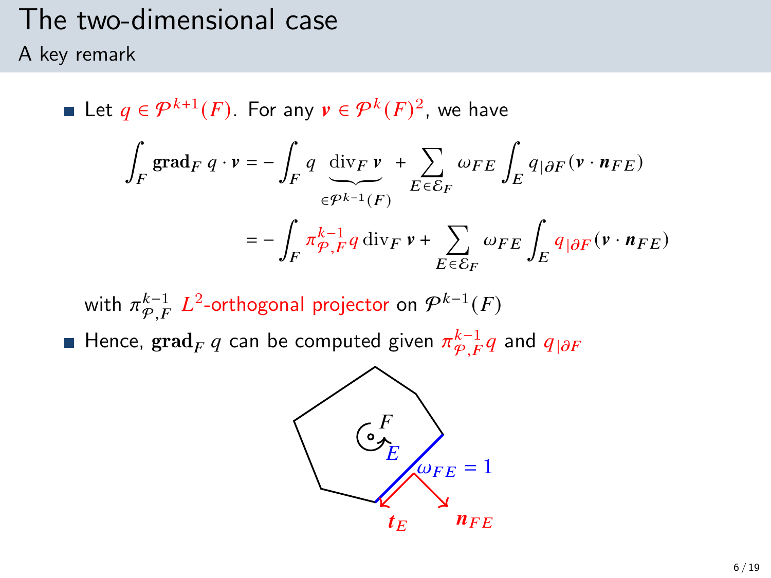# The two-dimensional case

## A key remark

- Let $q \in \mathcal{P}^{k+1}(F)$. For any $\boldsymbol{v} \in \mathcal{P}^k(F)^2$, we have

$$
\begin{aligned}
\int_F \mathbf{grad}_F\, q \cdot \boldsymbol{v} &= -\int_F q \underbrace{\operatorname{div}_F \boldsymbol{v}}_{\in \mathcal{P}^{k-1}(F)} + \sum_{E \in \mathcal{E}_F} \omega_{FE} \int_E q_{|\partial F} (\boldsymbol{v} \cdot \boldsymbol{n}_{FE}) \\
&= -\int_F \pi_{\mathcal{P},F}^{k-1} q \operatorname{div}_F \boldsymbol{v} + \sum_{E \in \mathcal{E}_F} \omega_{FE} \int_E q_{|\partial F} (\boldsymbol{v} \cdot \boldsymbol{n}_{FE})
\end{aligned}
$$

  with $\pi_{\mathcal{P},F}^{k-1}$ $L^2$-orthogonal projector on $\mathcal{P}^{k-1}(F)$

- Hence, $\mathbf{grad}_F\, q$ can be computed given $\pi_{\mathcal{P},F}^{k-1} q$ and $q_{|\partial F}$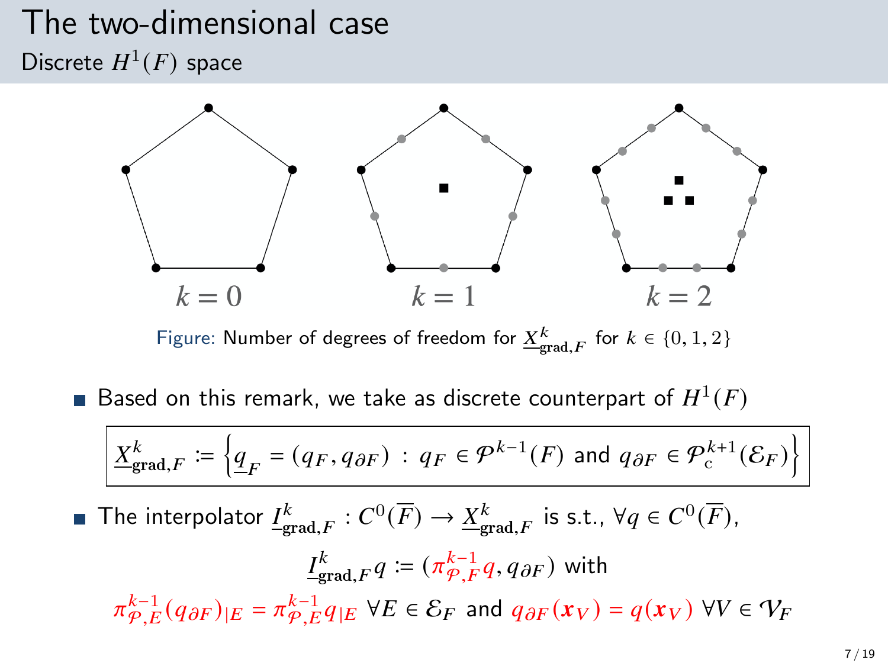# The two-dimensional case

## Discrete $H^1(F)$ space

$k = 0$ $k = 1$ $k = 2$

Figure: Number of degrees of freedom for $\underline{X}^k_{\mathbf{grad},F}$ for $k \in \{0, 1, 2\}$

- Based on this remark, we take as discrete counterpart of $H^1(F)$

$$\underline{X}^k_{\mathbf{grad},F} := \left\{ \underline{q}_F = (q_F, q_{\partial F}) \, : \, q_F \in \mathcal{P}^{k-1}(F) \text{ and } q_{\partial F} \in \mathcal{P}^{k+1}_{\mathrm{c}}(\mathcal{E}_F) \right\}$$

- The interpolator $\underline{I}^k_{\mathbf{grad},F} : C^0(\overline{F}) \to \underline{X}^k_{\mathbf{grad},F}$ is s.t., $\forall q \in C^0(\overline{F})$,

$$\underline{I}^k_{\mathbf{grad},F} q := (\pi^{k-1}_{\mathcal{P},F} q, q_{\partial F}) \text{ with}$$

$$\pi^{k-1}_{\mathcal{P},E} (q_{\partial F})_{|E} = \pi^{k-1}_{\mathcal{P},E} q_{|E} \ \forall E \in \mathcal{E}_F \text{ and } q_{\partial F}(\boldsymbol{x}_V) = q(\boldsymbol{x}_V) \ \forall V \in \mathcal{V}_F$$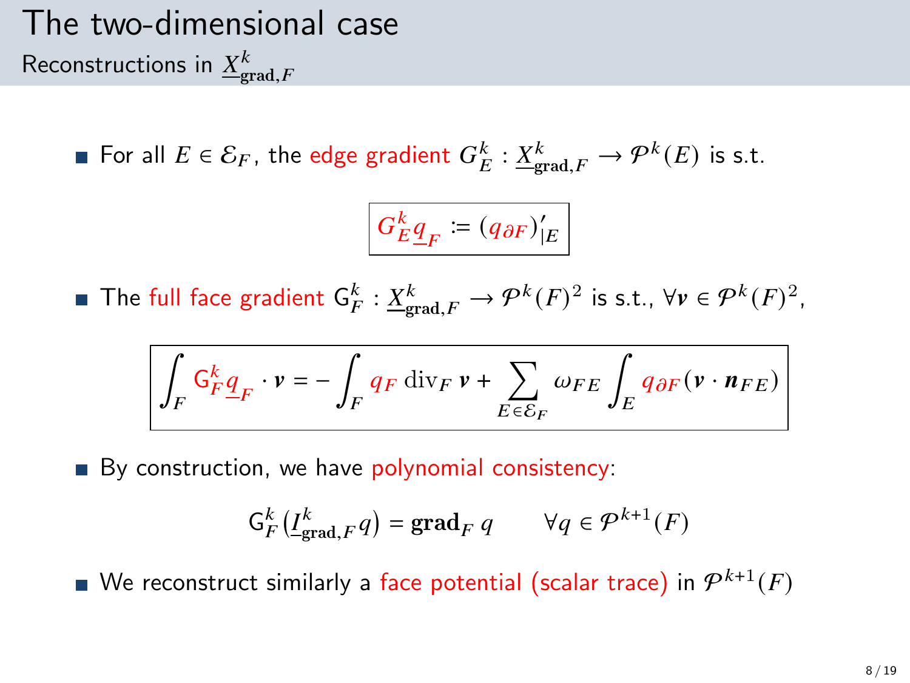# The two-dimensional case

## Reconstructions in $\underline{X}^k_{\mathbf{grad},F}$

- For all $E \in \mathcal{E}_F$, the edge gradient $G^k_E : \underline{X}^k_{\mathbf{grad},F} \to \mathcal{P}^k(E)$ is s.t.

$$\boxed{G^k_E \underline{q}_F := (q_{\partial F})'_{|E}}$$

- The full face gradient $\mathsf{G}^k_F : \underline{X}^k_{\mathbf{grad},F} \to \mathcal{P}^k(F)^2$ is s.t., $\forall \boldsymbol{v} \in \mathcal{P}^k(F)^2$,

$$\boxed{\int_F \mathsf{G}^k_F \underline{q}_F \cdot \boldsymbol{v} = -\int_F q_F \,\mathrm{div}_F\, \boldsymbol{v} + \sum_{E \in \mathcal{E}_F} \omega_{FE} \int_E q_{\partial F} (\boldsymbol{v} \cdot \boldsymbol{n}_{FE})}$$

- By construction, we have polynomial consistency:

$$\mathsf{G}^k_F \big(\underline{I}^k_{\mathbf{grad},F} q\big) = \mathbf{grad}_F\, q \qquad \forall q \in \mathcal{P}^{k+1}(F)$$

- We reconstruct similarly a face potential (scalar trace) in $\mathcal{P}^{k+1}(F)$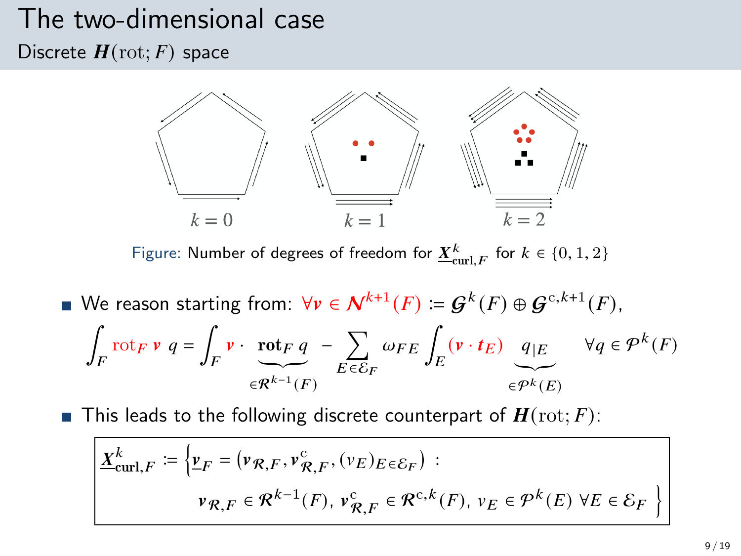# The two-dimensional case

## Discrete $\boldsymbol{H}(\mathrm{rot}; F)$ space

$k = 0$ $\qquad$ $k = 1$ $\qquad$ $k = 2$

Figure: Number of degrees of freedom for $\underline{\boldsymbol{X}}^k_{\mathbf{curl},F}$ for $k \in \{0, 1, 2\}$

- We reason starting from: $\forall \boldsymbol{v} \in \boldsymbol{\mathcal{N}}^{k+1}(F) := \boldsymbol{\mathcal{G}}^k(F) \oplus \boldsymbol{\mathcal{G}}^{\mathrm{c},k+1}(F)$,

$$\int_F \mathrm{rot}_F\, \boldsymbol{v}\; q = \int_F \boldsymbol{v} \cdot \underbrace{\mathbf{rot}_F\, q}_{\in \boldsymbol{\mathcal{R}}^{k-1}(F)} - \sum_{E \in \mathcal{E}_F} \omega_{FE} \int_E (\boldsymbol{v} \cdot \boldsymbol{t}_E) \underbrace{q_{|E}}_{\in \mathcal{P}^k(E)} \qquad \forall q \in \mathcal{P}^k(F)$$

- This leads to the following discrete counterpart of $\boldsymbol{H}(\mathrm{rot}; F)$:

$$\underline{\boldsymbol{X}}^k_{\mathbf{curl},F} := \Big\{ \underline{\boldsymbol{v}}_F = \big(\boldsymbol{v}_{\mathcal{R},F}, \boldsymbol{v}^{\mathrm{c}}_{\mathcal{R},F}, (v_E)_{E \in \mathcal{E}_F}\big) \,: \\ \boldsymbol{v}_{\mathcal{R},F} \in \boldsymbol{\mathcal{R}}^{k-1}(F),\ \boldsymbol{v}^{\mathrm{c}}_{\mathcal{R},F} \in \boldsymbol{\mathcal{R}}^{\mathrm{c},k}(F),\ v_E \in \mathcal{P}^k(E)\ \forall E \in \mathcal{E}_F \Big\}$$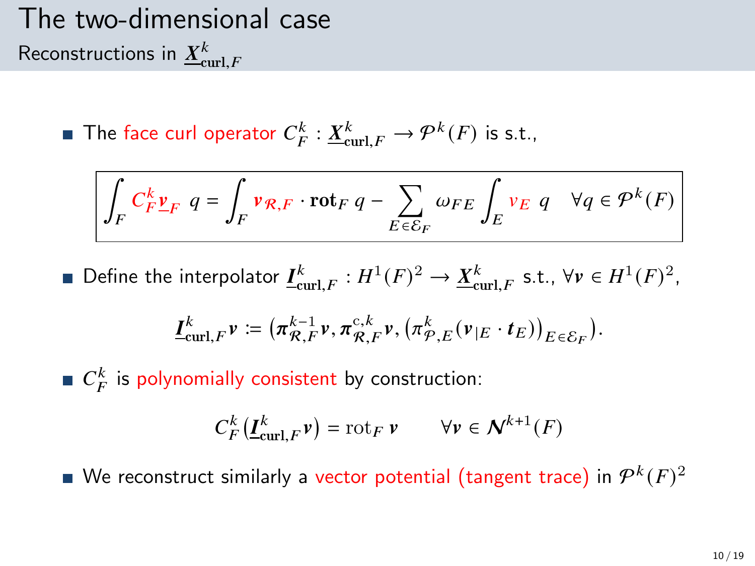# The two-dimensional case

## Reconstructions in $\underline{\boldsymbol{X}}^k_{\mathbf{curl},F}$

- The face curl operator $C_F^k : \underline{\boldsymbol{X}}^k_{\mathbf{curl},F} \to \mathcal{P}^k(F)$ is s.t.,

$$\boxed{\int_F C_F^k \underline{\boldsymbol{v}}_F \; q = \int_F \boldsymbol{v}_{\mathcal{R},F} \cdot \mathbf{rot}_F \, q - \sum_{E \in \mathcal{E}_F} \omega_{FE} \int_E v_E \; q \quad \forall q \in \mathcal{P}^k(F)}$$

- Define the interpolator $\underline{\boldsymbol{I}}^k_{\mathbf{curl},F} : H^1(F)^2 \to \underline{\boldsymbol{X}}^k_{\mathbf{curl},F}$ s.t., $\forall \boldsymbol{v} \in H^1(F)^2$,

$$\underline{\boldsymbol{I}}^k_{\mathbf{curl},F} \boldsymbol{v} := \left( \boldsymbol{\pi}^{k-1}_{\mathcal{R},F} \boldsymbol{v}, \boldsymbol{\pi}^{\mathrm{c},k}_{\mathcal{R},F} \boldsymbol{v}, \left( \pi^k_{\mathcal{P},E} (\boldsymbol{v}_{|E} \cdot \boldsymbol{t}_E) \right)_{E \in \mathcal{E}_F} \right).$$

- $C_F^k$ is polynomially consistent by construction:

$$C_F^k \left( \underline{\boldsymbol{I}}^k_{\mathbf{curl},F} \boldsymbol{v} \right) = \mathrm{rot}_F \, \boldsymbol{v} \qquad \forall \boldsymbol{v} \in \boldsymbol{\mathcal{N}}^{k+1}(F)$$

- We reconstruct similarly a vector potential (tangent trace) in $\mathcal{P}^k(F)^2$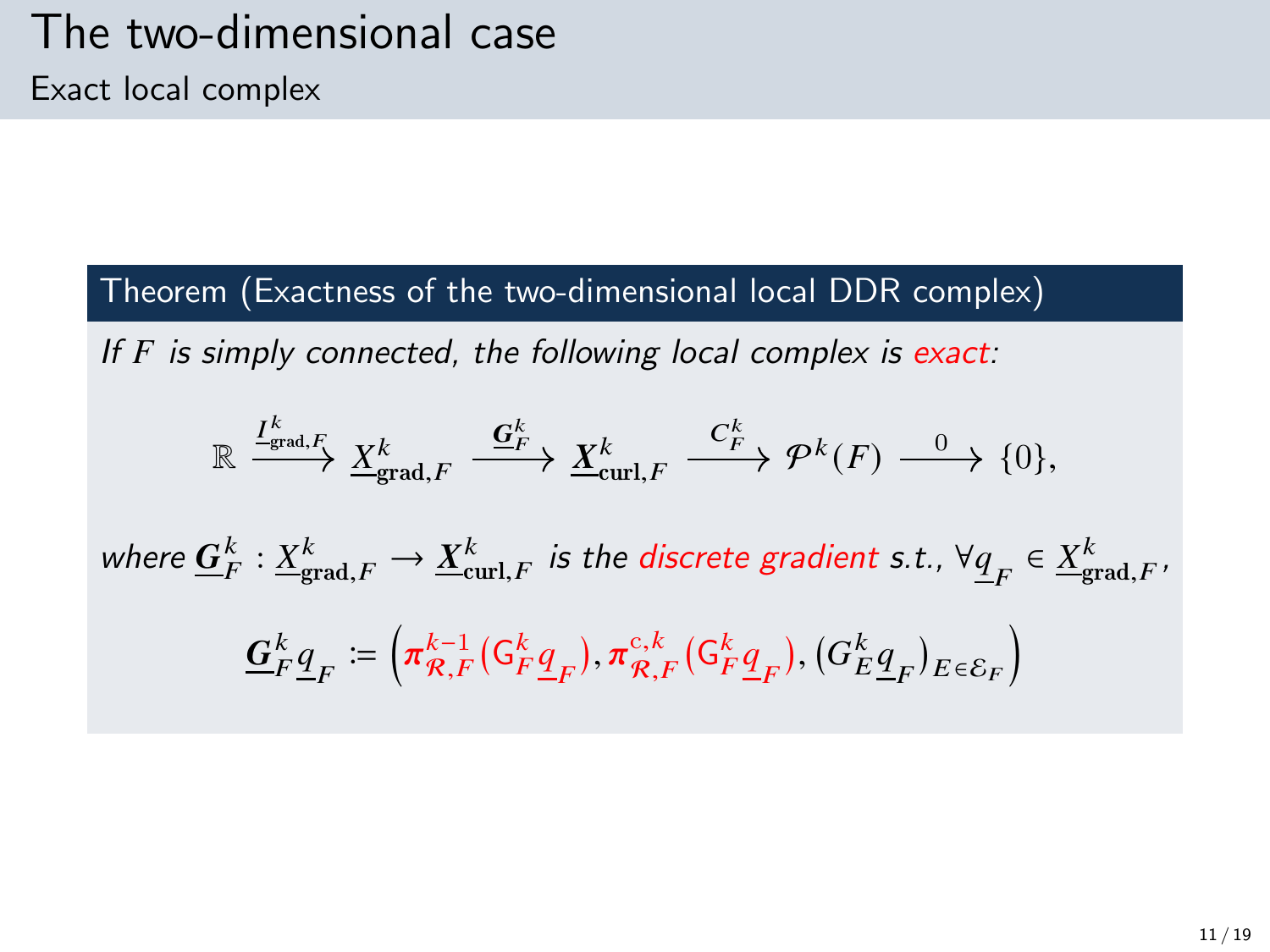# The two-dimensional case

## Exact local complex

**Theorem (Exactness of the two-dimensional local DDR complex)**

*If $F$ is simply connected, the following local complex is exact:*

$$\mathbb{R} \xrightarrow{\underline{I}^k_{\mathbf{grad},F}} \underline{X}^k_{\mathbf{grad},F} \xrightarrow{\underline{\boldsymbol{G}}^k_F} \underline{\boldsymbol{X}}^k_{\mathbf{curl},F} \xrightarrow{C^k_F} \mathcal{P}^k(F) \xrightarrow{0} \{0\},$$

*where* $\underline{\boldsymbol{G}}^k_F : \underline{X}^k_{\mathbf{grad},F} \to \underline{\boldsymbol{X}}^k_{\mathbf{curl},F}$ *is the discrete gradient s.t.,* $\forall \underline{q}_F \in \underline{X}^k_{\mathbf{grad},F}$,

$$\underline{\boldsymbol{G}}^k_F \underline{q}_F \coloneqq \left( \boldsymbol{\pi}^{k-1}_{\mathcal{R},F}(\mathsf{G}^k_F \underline{q}_F), \boldsymbol{\pi}^{\mathrm{c},k}_{\mathcal{R},F}(\mathsf{G}^k_F \underline{q}_F), (G^k_E \underline{q}_F)_{E \in \mathcal{E}_F} \right)$$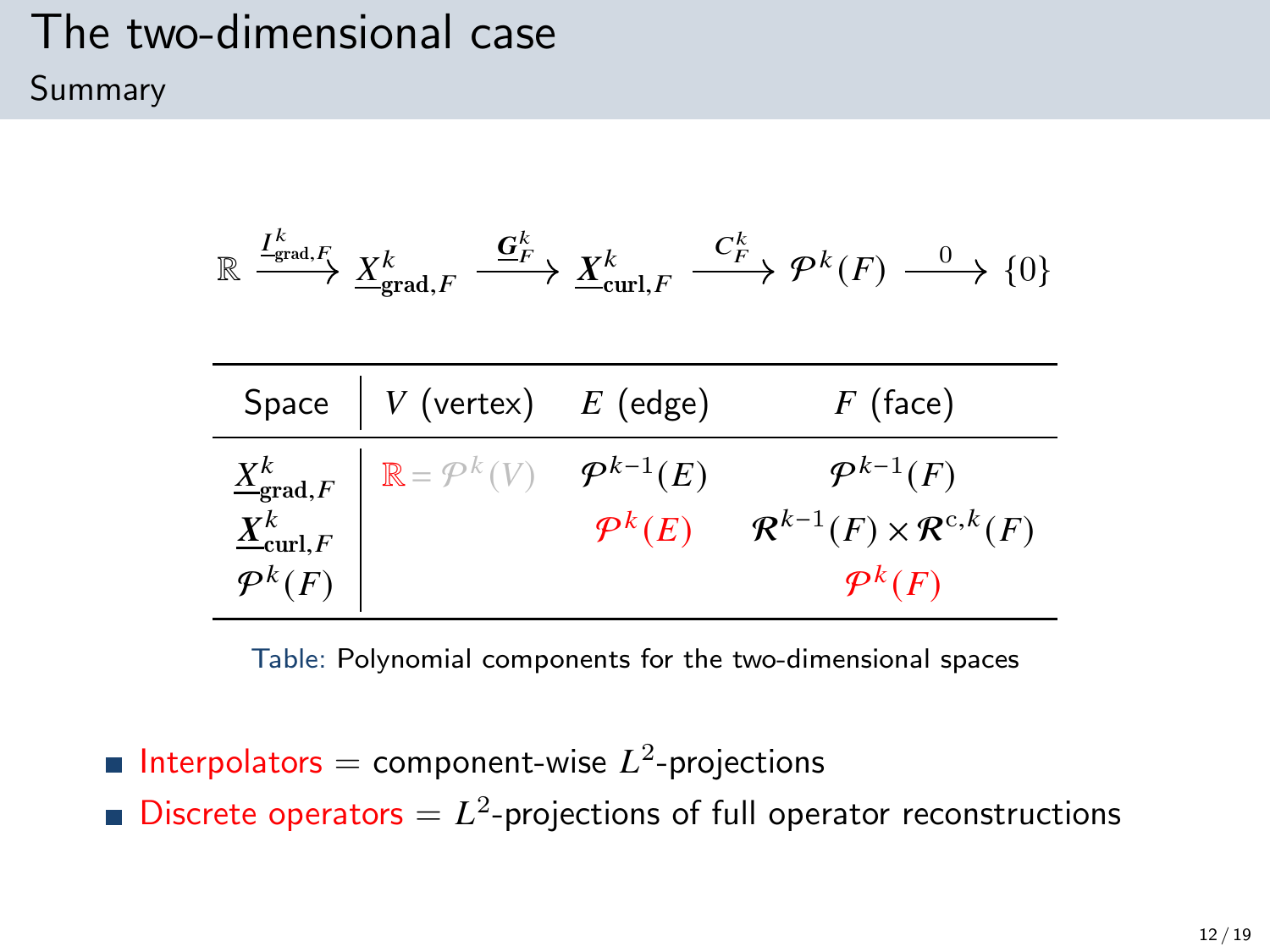# The two-dimensional case

## Summary

$$\mathbb{R} \xrightarrow{\underline{I}^k_{\mathrm{grad},F}} \underline{X}^k_{\mathbf{grad},F} \xrightarrow{\underline{\boldsymbol{G}}^k_F} \underline{\boldsymbol{X}}^k_{\mathbf{curl},F} \xrightarrow{C^k_F} \mathcal{P}^k(F) \xrightarrow{0} \{0\}$$

| Space | $V$ (vertex) | $E$ (edge) | $F$ (face) |
|---|---|---|---|
| $\underline{X}^k_{\mathbf{grad},F}$ | $\mathbb{R} = \mathcal{P}^k(V)$ | $\mathcal{P}^{k-1}(E)$ | $\mathcal{P}^{k-1}(F)$ |
| $\underline{\boldsymbol{X}}^k_{\mathbf{curl},F}$ | | $\mathcal{P}^k(E)$ | $\boldsymbol{\mathcal{R}}^{k-1}(F) \times \boldsymbol{\mathcal{R}}^{\mathrm{c},k}(F)$ |
| $\mathcal{P}^k(F)$ | | | $\mathcal{P}^k(F)$ |

Table: Polynomial components for the two-dimensional spaces

- Interpolators = component-wise $L^2$-projections
- Discrete operators = $L^2$-projections of full operator reconstructions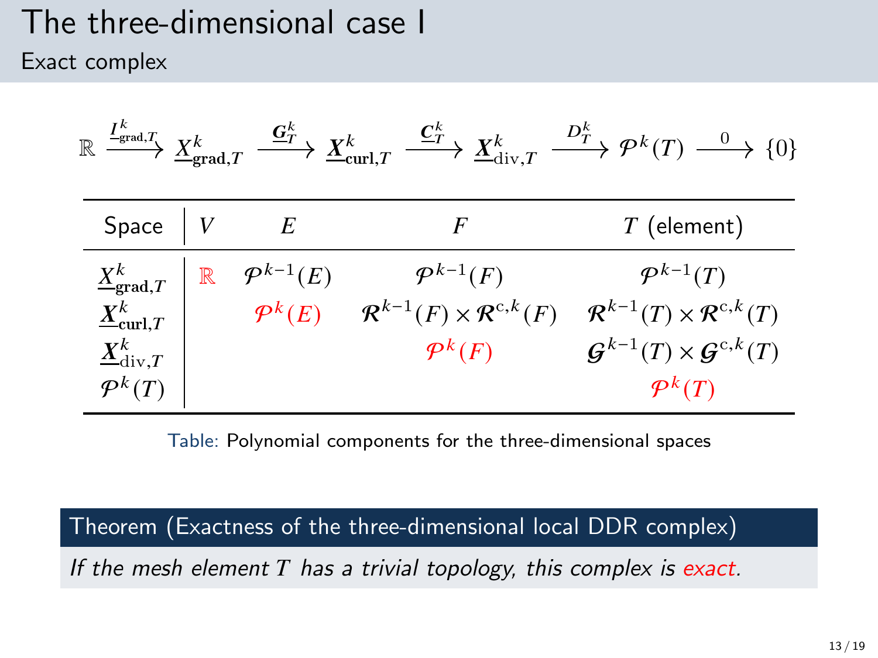# The three-dimensional case I

## Exact complex

$$\mathbb{R} \xrightarrow{\underline{I}^k_{\mathrm{grad},T}} \underline{X}^k_{\mathbf{grad},T} \xrightarrow{\underline{\boldsymbol{G}}^k_T} \underline{\boldsymbol{X}}^k_{\mathbf{curl},T} \xrightarrow{\underline{\boldsymbol{C}}^k_T} \underline{\boldsymbol{X}}^k_{\mathrm{div},T} \xrightarrow{D^k_T} \mathcal{P}^k(T) \xrightarrow{0} \{0\}$$

| Space | $V$ | $E$ | $F$ | $T$ (element) |
|---|---|---|---|---|
| $\underline{X}^k_{\mathbf{grad},T}$ | $\mathbb{R}$ | $\mathcal{P}^{k-1}(E)$ | $\mathcal{P}^{k-1}(F)$ | $\mathcal{P}^{k-1}(T)$ |
| $\underline{\boldsymbol{X}}^k_{\mathbf{curl},T}$ | | $\mathcal{P}^k(E)$ | $\mathcal{R}^{k-1}(F) \times \mathcal{R}^{\mathrm{c},k}(F)$ | $\mathcal{R}^{k-1}(T) \times \mathcal{R}^{\mathrm{c},k}(T)$ |
| $\underline{\boldsymbol{X}}^k_{\mathrm{div},T}$ | | | $\mathcal{P}^k(F)$ | $\mathcal{G}^{k-1}(T) \times \mathcal{G}^{\mathrm{c},k}(T)$ |
| $\mathcal{P}^k(T)$ | | | | $\mathcal{P}^k(T)$ |

Table: Polynomial components for the three-dimensional spaces

**Theorem (Exactness of the three-dimensional local DDR complex)**

*If the mesh element $T$ has a trivial topology, this complex is exact.*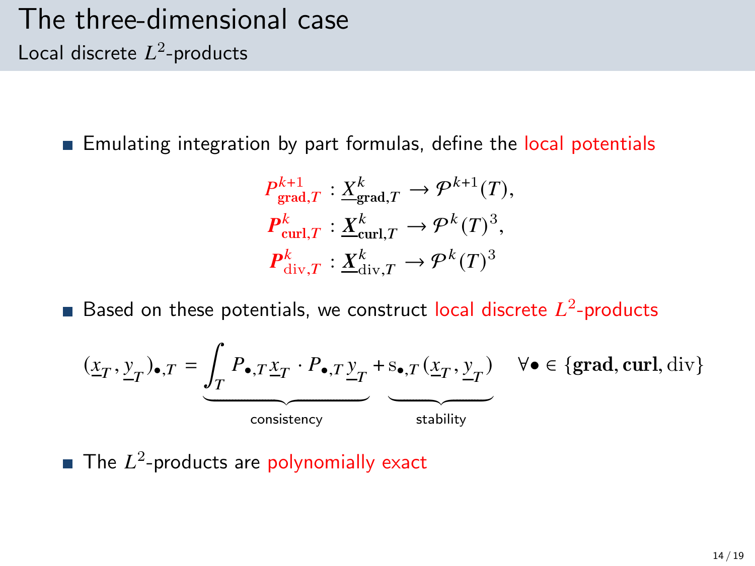# The three-dimensional case

## Local discrete $L^2$-products

- Emulating integration by part formulas, define the local potentials

$$
\begin{aligned}
P^{k+1}_{\mathbf{grad},T} &: \underline{X}^k_{\mathbf{grad},T} \to \mathcal{P}^{k+1}(T),\\
\boldsymbol{P}^k_{\mathbf{curl},T} &: \underline{\boldsymbol{X}}^k_{\mathbf{curl},T} \to \mathcal{P}^k(T)^3,\\
\boldsymbol{P}^k_{\mathrm{div},T} &: \underline{\boldsymbol{X}}^k_{\mathrm{div},T} \to \mathcal{P}^k(T)^3
\end{aligned}
$$

- Based on these potentials, we construct local discrete $L^2$-products

$$
(\underline{x}_T, \underline{y}_T)_{\bullet,T} = \underbrace{\int_T P_{\bullet,T}\underline{x}_T \cdot P_{\bullet,T}\underline{y}_T}_{\text{consistency}} + \underbrace{\mathrm{s}_{\bullet,T}(\underline{x}_T, \underline{y}_T)}_{\text{stability}} \quad \forall \bullet \in \{\mathbf{grad}, \mathbf{curl}, \mathrm{div}\}
$$

- The $L^2$-products are polynomially exact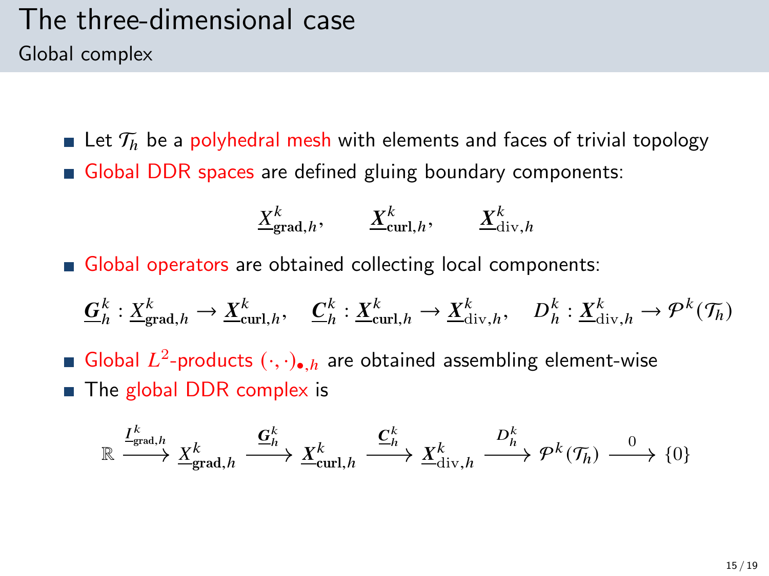# The three-dimensional case

## Global complex

- Let $\mathcal{T}_h$ be a polyhedral mesh with elements and faces of trivial topology
- Global DDR spaces are defined gluing boundary components:

$$\underline{X}_{\mathbf{grad},h}^k, \qquad \underline{\boldsymbol{X}}_{\mathbf{curl},h}^k, \qquad \underline{\boldsymbol{X}}_{\mathrm{div},h}^k$$

- Global operators are obtained collecting local components:

$$\underline{\boldsymbol{G}}_h^k : \underline{X}_{\mathbf{grad},h}^k \to \underline{\boldsymbol{X}}_{\mathbf{curl},h}^k, \quad \underline{\boldsymbol{C}}_h^k : \underline{\boldsymbol{X}}_{\mathbf{curl},h}^k \to \underline{\boldsymbol{X}}_{\mathrm{div},h}^k, \quad D_h^k : \underline{\boldsymbol{X}}_{\mathrm{div},h}^k \to \mathcal{P}^k(\mathcal{T}_h)$$

- Global $L^2$-products $(\cdot,\cdot)_{\bullet,h}$ are obtained assembling element-wise
- The global DDR complex is

$$\mathbb{R} \xrightarrow{\underline{I}_{\mathrm{grad},h}^k} \underline{X}_{\mathbf{grad},h}^k \xrightarrow{\underline{\boldsymbol{G}}_h^k} \underline{\boldsymbol{X}}_{\mathbf{curl},h}^k \xrightarrow{\underline{\boldsymbol{C}}_h^k} \underline{\boldsymbol{X}}_{\mathrm{div},h}^k \xrightarrow{D_h^k} \mathcal{P}^k(\mathcal{T}_h) \xrightarrow{0} \{0\}$$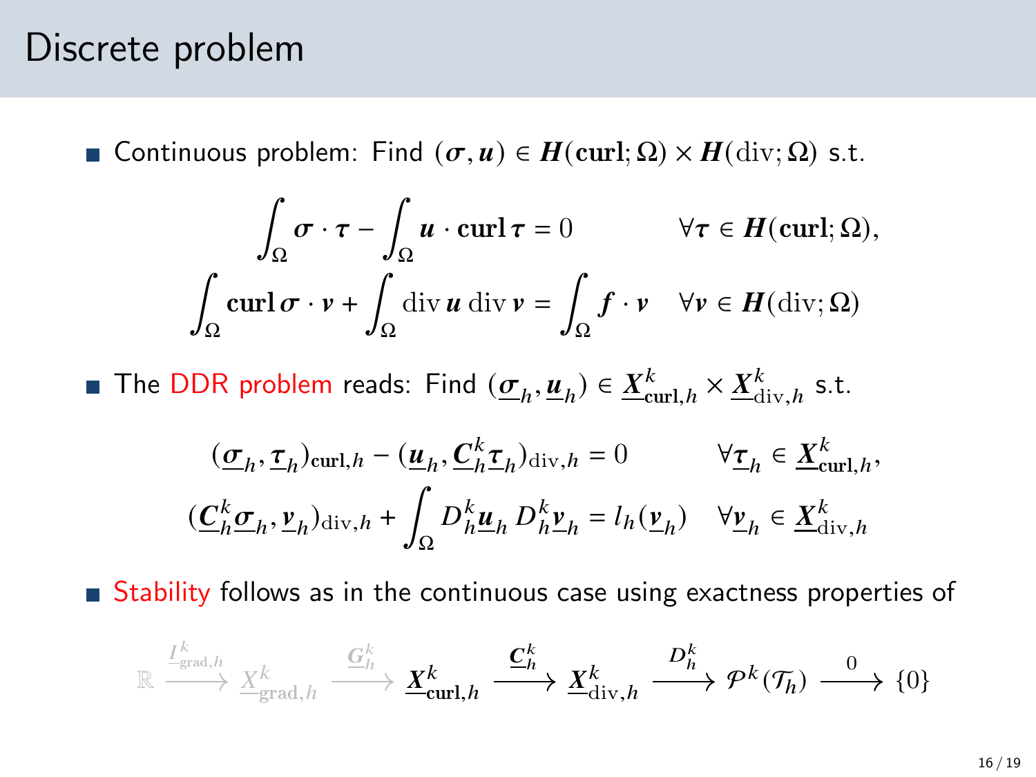# Discrete problem

- Continuous problem: Find $(\boldsymbol{\sigma}, \boldsymbol{u}) \in \boldsymbol{H}(\mathbf{curl};\Omega) \times \boldsymbol{H}(\mathrm{div};\Omega)$ s.t.

$$
\begin{aligned}
\int_\Omega \boldsymbol{\sigma}\cdot\boldsymbol{\tau} - \int_\Omega \boldsymbol{u}\cdot\mathbf{curl}\,\boldsymbol{\tau} &= 0 && \forall \boldsymbol{\tau} \in \boldsymbol{H}(\mathbf{curl};\Omega),\\
\int_\Omega \mathbf{curl}\,\boldsymbol{\sigma}\cdot\boldsymbol{v} + \int_\Omega \mathrm{div}\,\boldsymbol{u}\,\mathrm{div}\,\boldsymbol{v} &= \int_\Omega \boldsymbol{f}\cdot\boldsymbol{v} && \forall \boldsymbol{v} \in \boldsymbol{H}(\mathrm{div};\Omega)
\end{aligned}
$$

- The DDR problem reads: Find $(\underline{\boldsymbol{\sigma}}_h, \underline{\boldsymbol{u}}_h) \in \underline{\boldsymbol{X}}^k_{\mathbf{curl},h} \times \underline{\boldsymbol{X}}^k_{\mathrm{div},h}$ s.t.

$$
\begin{aligned}
(\underline{\boldsymbol{\sigma}}_h, \underline{\boldsymbol{\tau}}_h)_{\mathbf{curl},h} - (\underline{\boldsymbol{u}}_h, \underline{\boldsymbol{C}}^k_h\underline{\boldsymbol{\tau}}_h)_{\mathrm{div},h} &= 0 && \forall \underline{\boldsymbol{\tau}}_h \in \underline{\boldsymbol{X}}^k_{\mathbf{curl},h},\\
(\underline{\boldsymbol{C}}^k_h\underline{\boldsymbol{\sigma}}_h, \underline{\boldsymbol{v}}_h)_{\mathrm{div},h} + \int_\Omega D^k_h\underline{\boldsymbol{u}}_h\, D^k_h\underline{\boldsymbol{v}}_h &= l_h(\underline{\boldsymbol{v}}_h) && \forall \underline{\boldsymbol{v}}_h \in \underline{\boldsymbol{X}}^k_{\mathrm{div},h}
\end{aligned}
$$

- Stability follows as in the continuous case using exactness properties of

$$
\mathbb{R} \xrightarrow{\underline{I}^k_{\mathrm{grad},h}} \underline{X}^k_{\mathrm{grad},h} \xrightarrow{\underline{\boldsymbol{G}}^k_h} \underline{\boldsymbol{X}}^k_{\mathbf{curl},h} \xrightarrow{\underline{\boldsymbol{C}}^k_h} \underline{\boldsymbol{X}}^k_{\mathrm{div},h} \xrightarrow{D^k_h} \mathcal{P}^k(\mathcal{T}_h) \xrightarrow{0} \{0\}
$$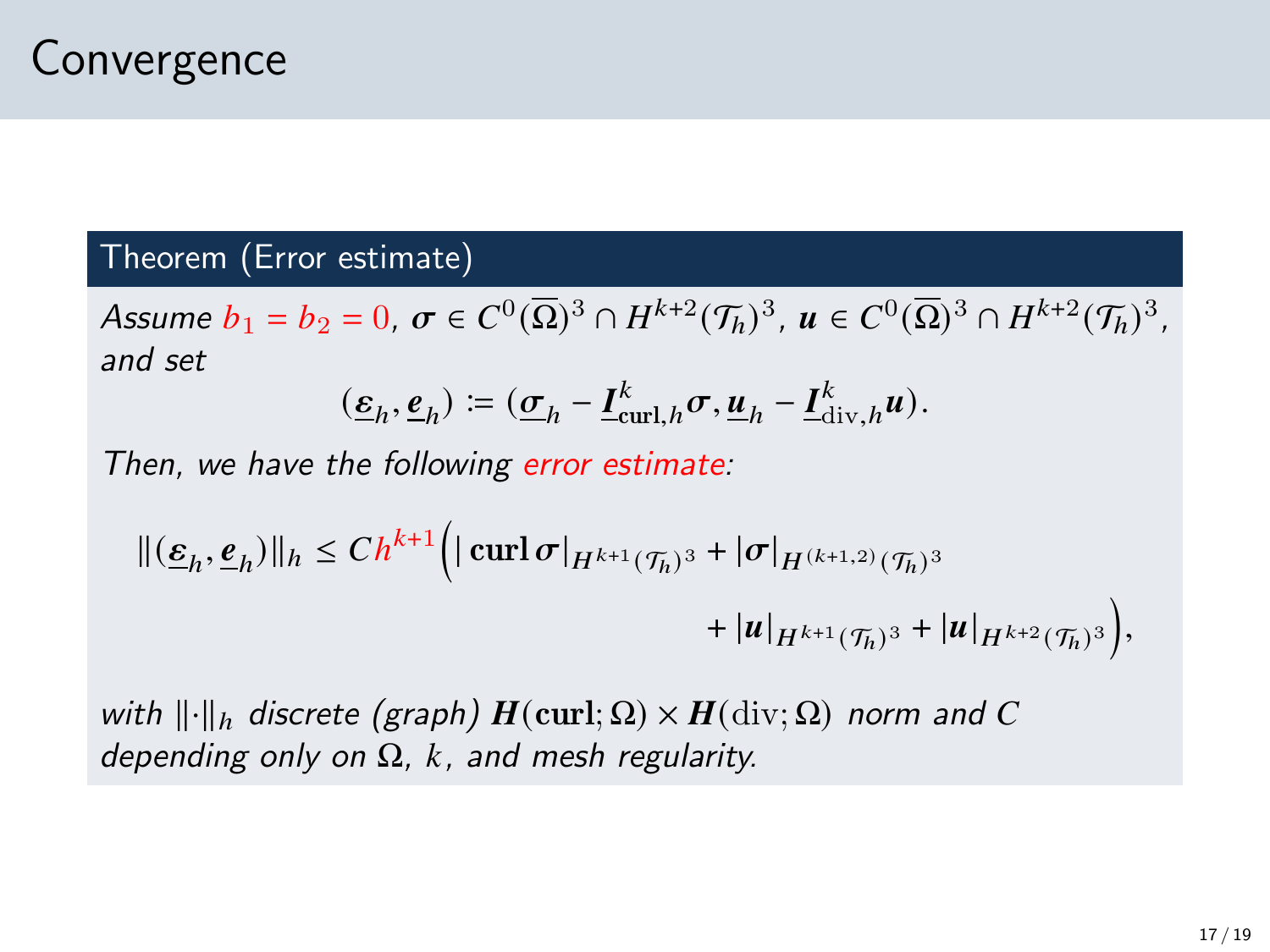# Convergence

**Theorem (Error estimate)**

*Assume* $b_1 = b_2 = 0$, $\boldsymbol{\sigma} \in C^0(\overline{\Omega})^3 \cap H^{k+2}(\mathcal{T}_h)^3$, $\boldsymbol{u} \in C^0(\overline{\Omega})^3 \cap H^{k+2}(\mathcal{T}_h)^3$, *and set*

$$(\underline{\boldsymbol{\varepsilon}}_h, \underline{\boldsymbol{e}}_h) \coloneqq (\underline{\boldsymbol{\sigma}}_h - \underline{\boldsymbol{I}}_{\mathrm{curl},h}^k \boldsymbol{\sigma}, \underline{\boldsymbol{u}}_h - \underline{\boldsymbol{I}}_{\mathrm{div},h}^k \boldsymbol{u}).$$

*Then, we have the following error estimate:*

$$\|(\underline{\boldsymbol{\varepsilon}}_h, \underline{\boldsymbol{e}}_h)\|_h \leq C h^{k+1} \Big( |\operatorname{\mathbf{curl}} \boldsymbol{\sigma}|_{H^{k+1}(\mathcal{T}_h)^3} + |\boldsymbol{\sigma}|_{H^{(k+1,2)}(\mathcal{T}_h)^3} + |\boldsymbol{u}|_{H^{k+1}(\mathcal{T}_h)^3} + |\boldsymbol{u}|_{H^{k+2}(\mathcal{T}_h)^3} \Big),$$

*with* $\|\cdot\|_h$ *discrete (graph)* $\boldsymbol{H}(\mathbf{curl};\Omega) \times \boldsymbol{H}(\mathrm{div};\Omega)$ *norm and* $C$ *depending only on* $\Omega$, $k$, *and mesh regularity.*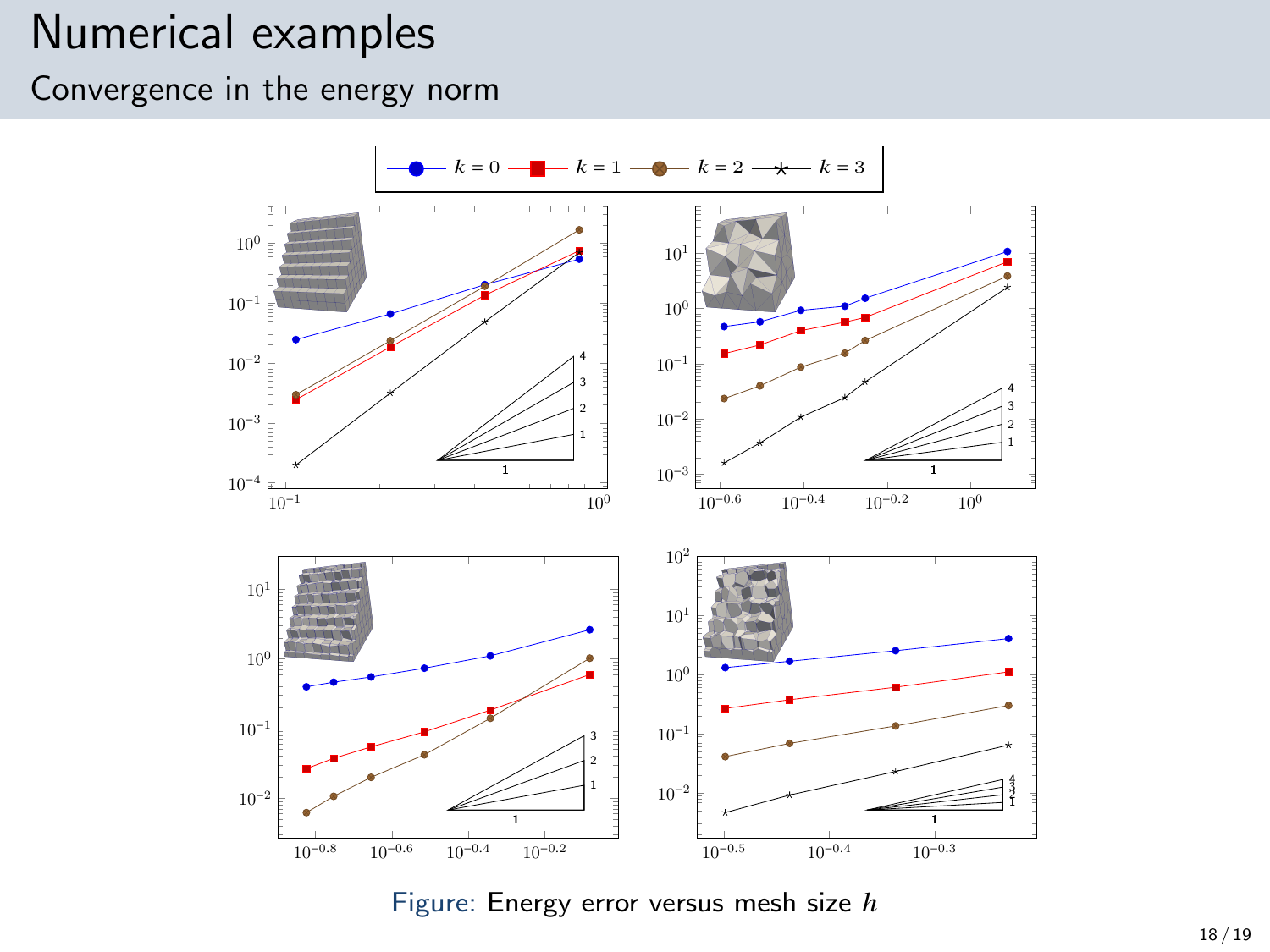# Numerical examples

## Convergence in the energy norm

Figure: Energy error versus mesh size $h$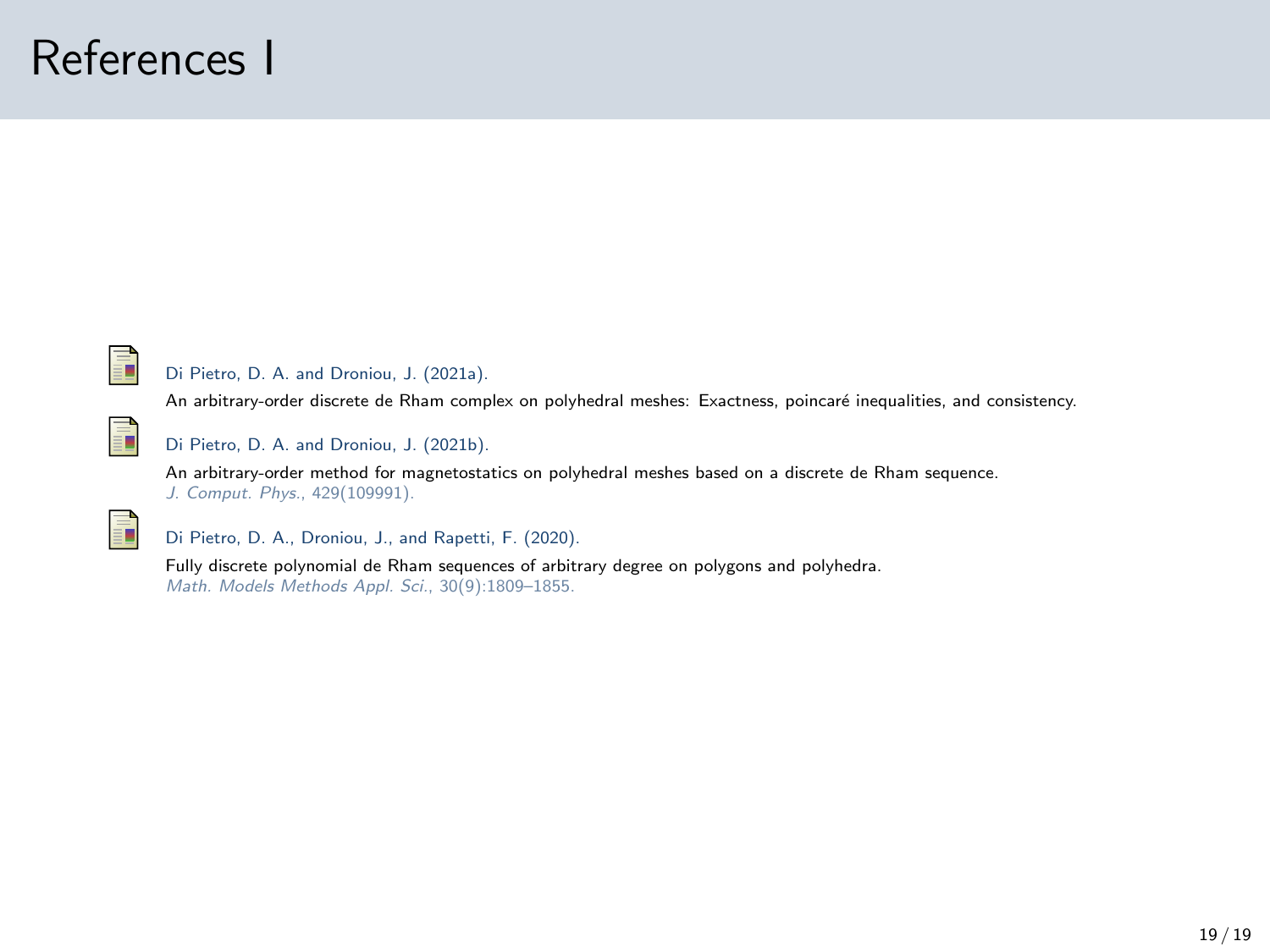# References I

Di Pietro, D. A. and Droniou, J. (2021a).

An arbitrary-order discrete de Rham complex on polyhedral meshes: Exactness, poincaré inequalities, and consistency.

Di Pietro, D. A. and Droniou, J. (2021b).

An arbitrary-order method for magnetostatics on polyhedral meshes based on a discrete de Rham sequence.
*J. Comput. Phys.*, 429(109991).

Di Pietro, D. A., Droniou, J., and Rapetti, F. (2020).

Fully discrete polynomial de Rham sequences of arbitrary degree on polygons and polyhedra.
*Math. Models Methods Appl. Sci.*, 30(9):1809–1855.